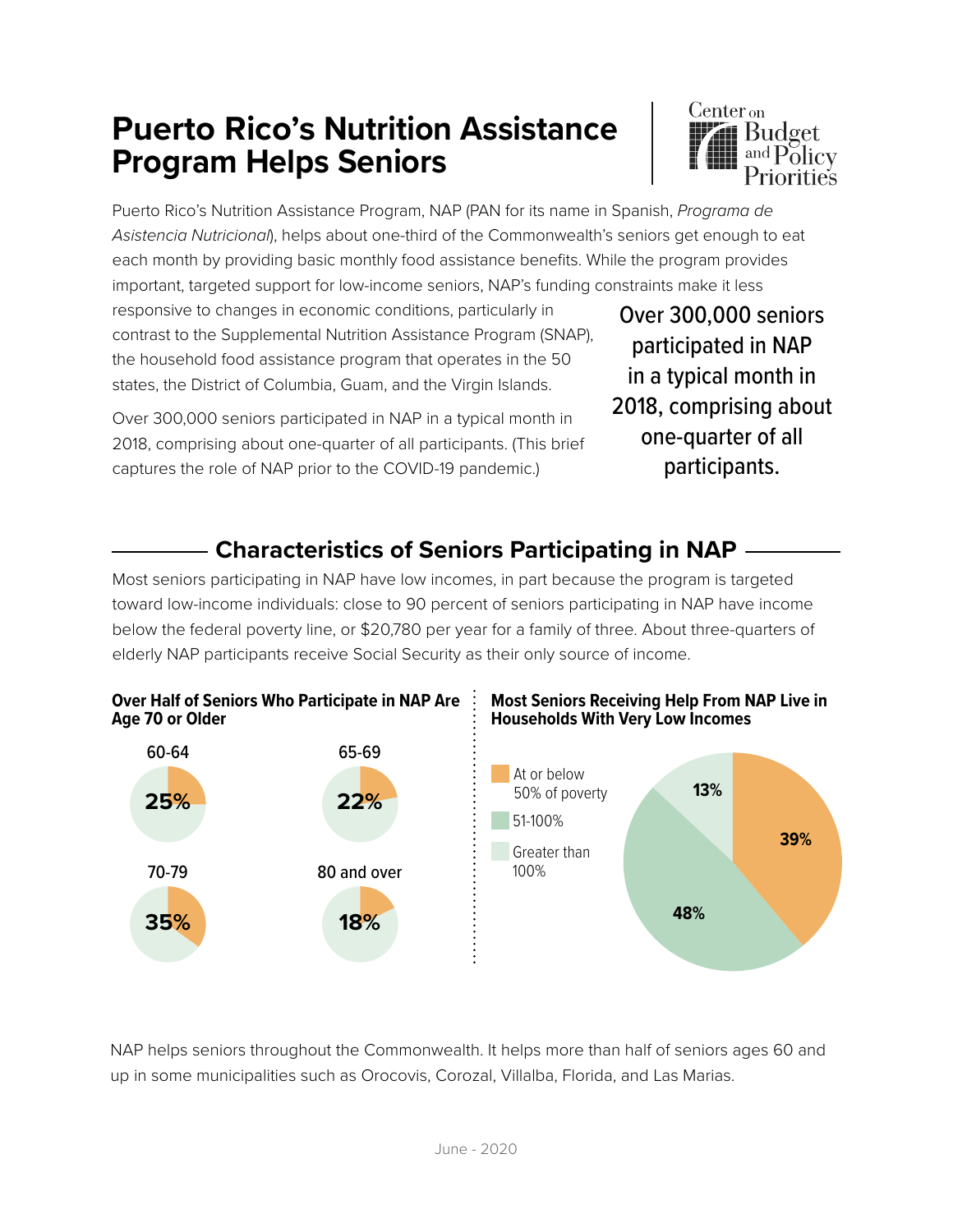# Puerto Rico's Nutrition Assistance Program Helps Seniors

Puerto Rico's Nutrition Assistance Program, NAP (PAN for its name in Spanish, *Programa de Asistencia Nutricional*), helps about one-third of the Commonwealth's seniors get enough to eat each month by providing basic monthly food assistance benefits. While the program provides important, targeted support for low-income seniors, NAP's funding constraints make it less responsive to changes in economic conditions, particularly in contrast to the Supplemental Nutrition Assistance Program (SNAP), the household food assistance program that operates in the 50 states, the District of Columbia, Guam, and the Virgin Islands.

Over 300,000 seniors participated in NAP in a typical month in 2018, comprising about one-quarter of all participants. (This brief captures the role of NAP prior to the COVID-19 pandemic.)

> Over 300,000 seniors participated in NAP in a typical month in 2018, comprising about one-quarter of all participants.

## Characteristics of Seniors Participating in NAP

Most seniors participating in NAP have low incomes, in part because the program is targeted toward low-income individuals: close to 90 percent of seniors participating in NAP have income below the federal poverty line, or $20,780 per year for a family of three. About three-quarters of elderly NAP participants receive Social Security as their only source of income.

**Over Half of Seniors Who Participate in NAP Are Age 70 or Older**

| Age | Share |
| --- | --- |
| 60-64 | 25% |
| 65-69 | 22% |
| 70-79 | 35% |
| 80 and over | 18% |

**Most Seniors Receiving Help From NAP Live in Households With Very Low Incomes**

| Income | Share |
| --- | --- |
| At or below 50% of poverty | 39% |
| 51-100% | 48% |
| Greater than 100% | 13% |

NAP helps seniors throughout the Commonwealth. It helps more than half of seniors ages 60 and up in some municipalities such as Orocovis, Corozal, Villalba, Florida, and Las Marias.

June - 2020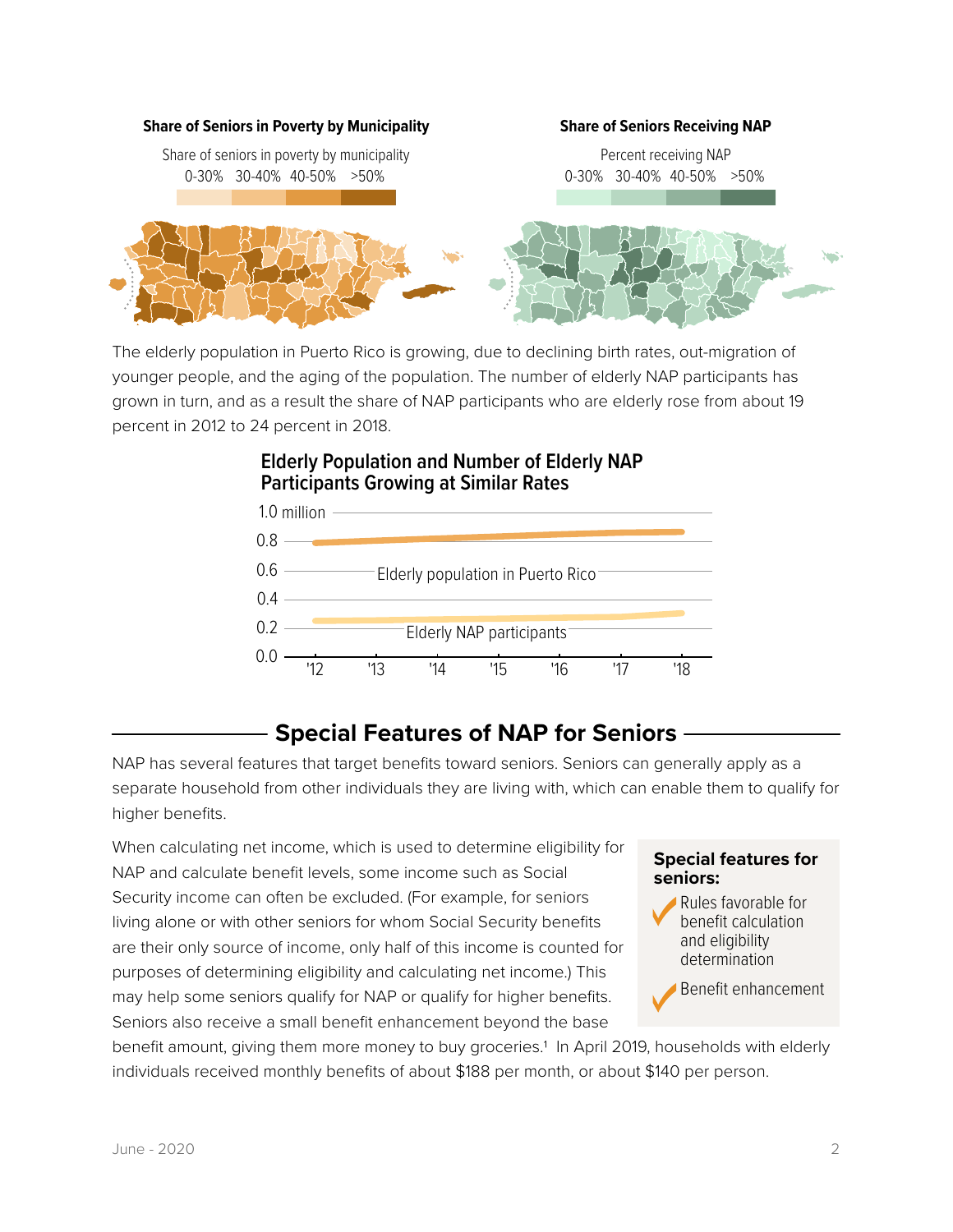**Share of Seniors in Poverty by Municipality**

Share of seniors in poverty by municipality
0-30% 30-40% 40-50% >50%

**Share of Seniors Receiving NAP**

Percent receiving NAP
0-30% 30-40% 40-50% >50%

The elderly population in Puerto Rico is growing, due to declining birth rates, out-migration of younger people, and the aging of the population. The number of elderly NAP participants has grown in turn, and as a result the share of NAP participants who are elderly rose from about 19 percent in 2012 to 24 percent in 2018.

**Elderly Population and Number of Elderly NAP Participants Growing at Similar Rates**

1.0 million
0.8
0.6 Elderly population in Puerto Rico
0.4
0.2 Elderly NAP participants
0.0
'12 '13 '14 '15 '16 '17 '18

## Special Features of NAP for Seniors

NAP has several features that target benefits toward seniors. Seniors can generally apply as a separate household from other individuals they are living with, which can enable them to qualify for higher benefits.

When calculating net income, which is used to determine eligibility for NAP and calculate benefit levels, some income such as Social Security income can often be excluded. (For example, for seniors living alone or with other seniors for whom Social Security benefits are their only source of income, only half of this income is counted for purposes of determining eligibility and calculating net income.) This may help some seniors qualify for NAP or qualify for higher benefits. Seniors also receive a small benefit enhancement beyond the base benefit amount, giving them more money to buy groceries.[1] In April 2019, households with elderly individuals received monthly benefits of about $188 per month, or about $140 per person.

**Special features for seniors:**

- ✓ Rules favorable for benefit calculation and eligibility determination
- ✓ Benefit enhancement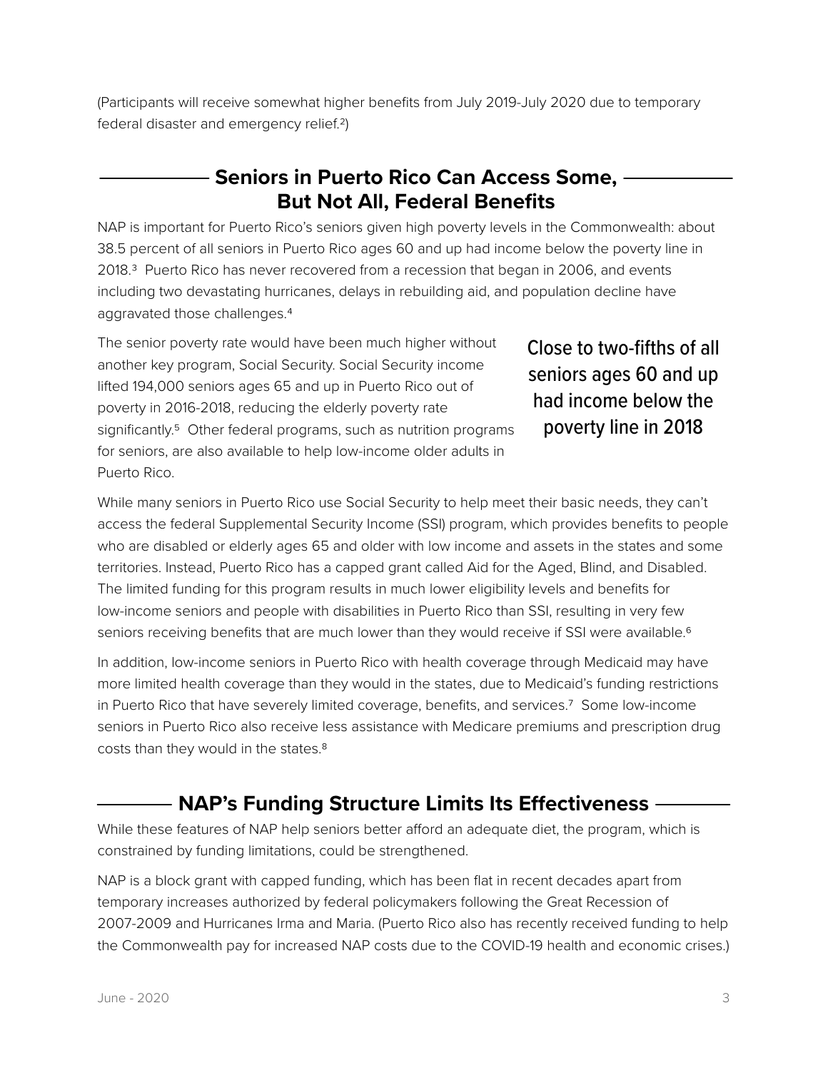(Participants will receive somewhat higher benefits from July 2019-July 2020 due to temporary federal disaster and emergency relief.[2])

## Seniors in Puerto Rico Can Access Some, But Not All, Federal Benefits

NAP is important for Puerto Rico's seniors given high poverty levels in the Commonwealth: about 38.5 percent of all seniors in Puerto Rico ages 60 and up had income below the poverty line in 2018.[3] Puerto Rico has never recovered from a recession that began in 2006, and events including two devastating hurricanes, delays in rebuilding aid, and population decline have aggravated those challenges.[4]

The senior poverty rate would have been much higher without another key program, Social Security. Social Security income lifted 194,000 seniors ages 65 and up in Puerto Rico out of poverty in 2016-2018, reducing the elderly poverty rate significantly.[5] Other federal programs, such as nutrition programs for seniors, are also available to help low-income older adults in Puerto Rico.

> Close to two-fifths of all seniors ages 60 and up had income below the poverty line in 2018

While many seniors in Puerto Rico use Social Security to help meet their basic needs, they can't access the federal Supplemental Security Income (SSI) program, which provides benefits to people who are disabled or elderly ages 65 and older with low income and assets in the states and some territories. Instead, Puerto Rico has a capped grant called Aid for the Aged, Blind, and Disabled. The limited funding for this program results in much lower eligibility levels and benefits for low-income seniors and people with disabilities in Puerto Rico than SSI, resulting in very few seniors receiving benefits that are much lower than they would receive if SSI were available.[6]

In addition, low-income seniors in Puerto Rico with health coverage through Medicaid may have more limited health coverage than they would in the states, due to Medicaid's funding restrictions in Puerto Rico that have severely limited coverage, benefits, and services.[7] Some low-income seniors in Puerto Rico also receive less assistance with Medicare premiums and prescription drug costs than they would in the states.[8]

## NAP's Funding Structure Limits Its Effectiveness

While these features of NAP help seniors better afford an adequate diet, the program, which is constrained by funding limitations, could be strengthened.

NAP is a block grant with capped funding, which has been flat in recent decades apart from temporary increases authorized by federal policymakers following the Great Recession of 2007-2009 and Hurricanes Irma and Maria. (Puerto Rico also has recently received funding to help the Commonwealth pay for increased NAP costs due to the COVID-19 health and economic crises.)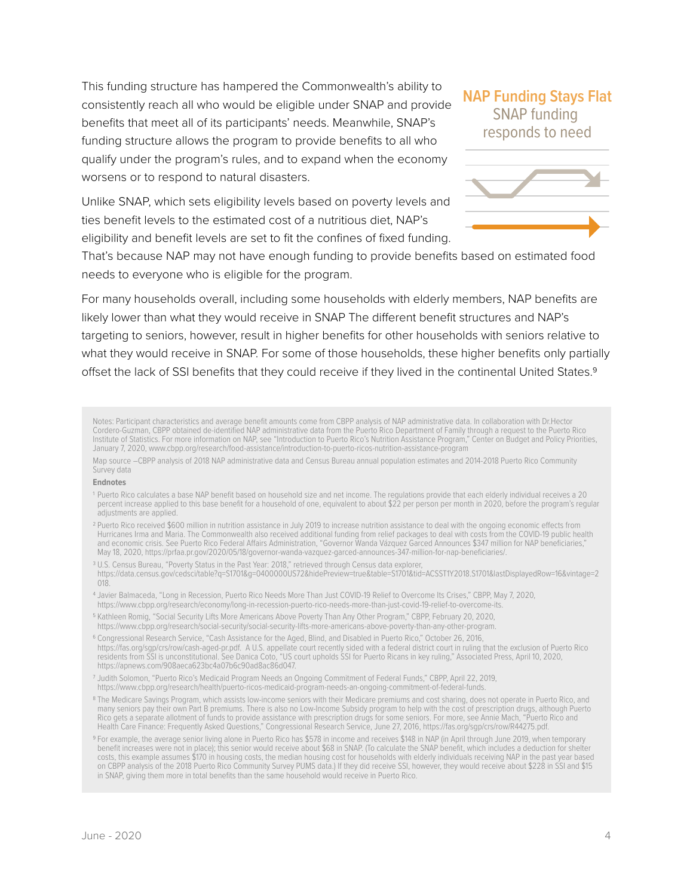This funding structure has hampered the Commonwealth's ability to consistently reach all who would be eligible under SNAP and provide benefits that meet all of its participants' needs. Meanwhile, SNAP's funding structure allows the program to provide benefits to all who qualify under the program's rules, and to expand when the economy worsens or to respond to natural disasters.

**NAP Funding Stays Flat**
SNAP funding responds to need

Unlike SNAP, which sets eligibility levels based on poverty levels and ties benefit levels to the estimated cost of a nutritious diet, NAP's eligibility and benefit levels are set to fit the confines of fixed funding. That's because NAP may not have enough funding to provide benefits based on estimated food needs to everyone who is eligible for the program.

For many households overall, including some households with elderly members, NAP benefits are likely lower than what they would receive in SNAP The different benefit structures and NAP's targeting to seniors, however, result in higher benefits for other households with seniors relative to what they would receive in SNAP. For some of those households, these higher benefits only partially offset the lack of SSI benefits that they could receive if they lived in the continental United States.[9]

Notes: Participant characteristics and average benefit amounts come from CBPP analysis of NAP administrative data. In collaboration with Dr.Hector Cordero-Guzman, CBPP obtained de-identified NAP administrative data from the Puerto Rico Department of Family through a request to the Puerto Rico Institute of Statistics. For more information on NAP, see "Introduction to Puerto Rico's Nutrition Assistance Program," Center on Budget and Policy Priorities, January 7, 2020, www.cbpp.org/research/food-assistance/introduction-to-puerto-ricos-nutrition-assistance-program

Map source –CBPP analysis of 2018 NAP administrative data and Census Bureau annual population estimates and 2014-2018 Puerto Rico Community Survey data

**Endnotes**

[1] Puerto Rico calculates a base NAP benefit based on household size and net income. The regulations provide that each elderly individual receives a 20 percent increase applied to this base benefit for a household of one, equivalent to about $22 per person per month in 2020, before the program's regular adjustments are applied.

[2] Puerto Rico received $600 million in nutrition assistance in July 2019 to increase nutrition assistance to deal with the ongoing economic effects from Hurricanes Irma and Maria. The Commonwealth also received additional funding from relief packages to deal with costs from the COVID-19 public health and economic crisis. See Puerto Rico Federal Affairs Administration, "Governor Wanda Vázquez Garced Announces $347 million for NAP beneficiaries," May 18, 2020, https://prfaa.pr.gov/2020/05/18/governor-wanda-vazquez-garced-announces-347-million-for-nap-beneficiaries/.

[3] U.S. Census Bureau, "Poverty Status in the Past Year: 2018," retrieved through Census data explorer, https://data.census.gov/cedsci/table?q=S1701&g=0400000US72&hidePreview=true&table=S1701&tid=ACSST1Y2018.S1701&lastDisplayedRow=16&vintage=2018.

[4] Javier Balmaceda, "Long in Recession, Puerto Rico Needs More Than Just COVID-19 Relief to Overcome Its Crises," CBPP, May 7, 2020, https://www.cbpp.org/research/economy/long-in-recession-puerto-rico-needs-more-than-just-covid-19-relief-to-overcome-its.

[5] Kathleen Romig, "Social Security Lifts More Americans Above Poverty Than Any Other Program," CBPP, February 20, 2020, https://www.cbpp.org/research/social-security/social-security-lifts-more-americans-above-poverty-than-any-other-program.

[6] Congressional Research Service, "Cash Assistance for the Aged, Blind, and Disabled in Puerto Rico," October 26, 2016, https://fas.org/sgp/crs/row/cash-aged-pr.pdf. A U.S. appellate court recently sided with a federal district court in ruling that the exclusion of Puerto Rico residents from SSI is unconstitutional. See Danica Coto, "US court upholds SSI for Puerto Ricans in key ruling," Associated Press, April 10, 2020, https://apnews.com/908aeca623bc4a07b6c90ad8ac86d047.

[7] Judith Solomon, "Puerto Rico's Medicaid Program Needs an Ongoing Commitment of Federal Funds," CBPP, April 22, 2019, https://www.cbpp.org/research/health/puerto-ricos-medicaid-program-needs-an-ongoing-commitment-of-federal-funds.

[8] The Medicare Savings Program, which assists low-income seniors with their Medicare premiums and cost sharing, does not operate in Puerto Rico, and many seniors pay their own Part B premiums. There is also no Low-Income Subsidy program to help with the cost of prescription drugs, although Puerto Rico gets a separate allotment of funds to provide assistance with prescription drugs for some seniors. For more, see Annie Mach, "Puerto Rico and Health Care Finance: Frequently Asked Questions," Congressional Research Service, June 27, 2016, https://fas.org/sgp/crs/row/R44275.pdf.

[9] For example, the average senior living alone in Puerto Rico has $578 in income and receives $148 in NAP (in April through June 2019, when temporary benefit increases were not in place); this senior would receive about $68 in SNAP. (To calculate the SNAP benefit, which includes a deduction for shelter costs, this example assumes $170 in housing costs, the median housing cost for households with elderly individuals receiving NAP in the past year based on CBPP analysis of the 2018 Puerto Rico Community Survey PUMS data.) If they did receive SSI, however, they would receive about $228 in SSI and $15 in SNAP, giving them more in total benefits than the same household would receive in Puerto Rico.